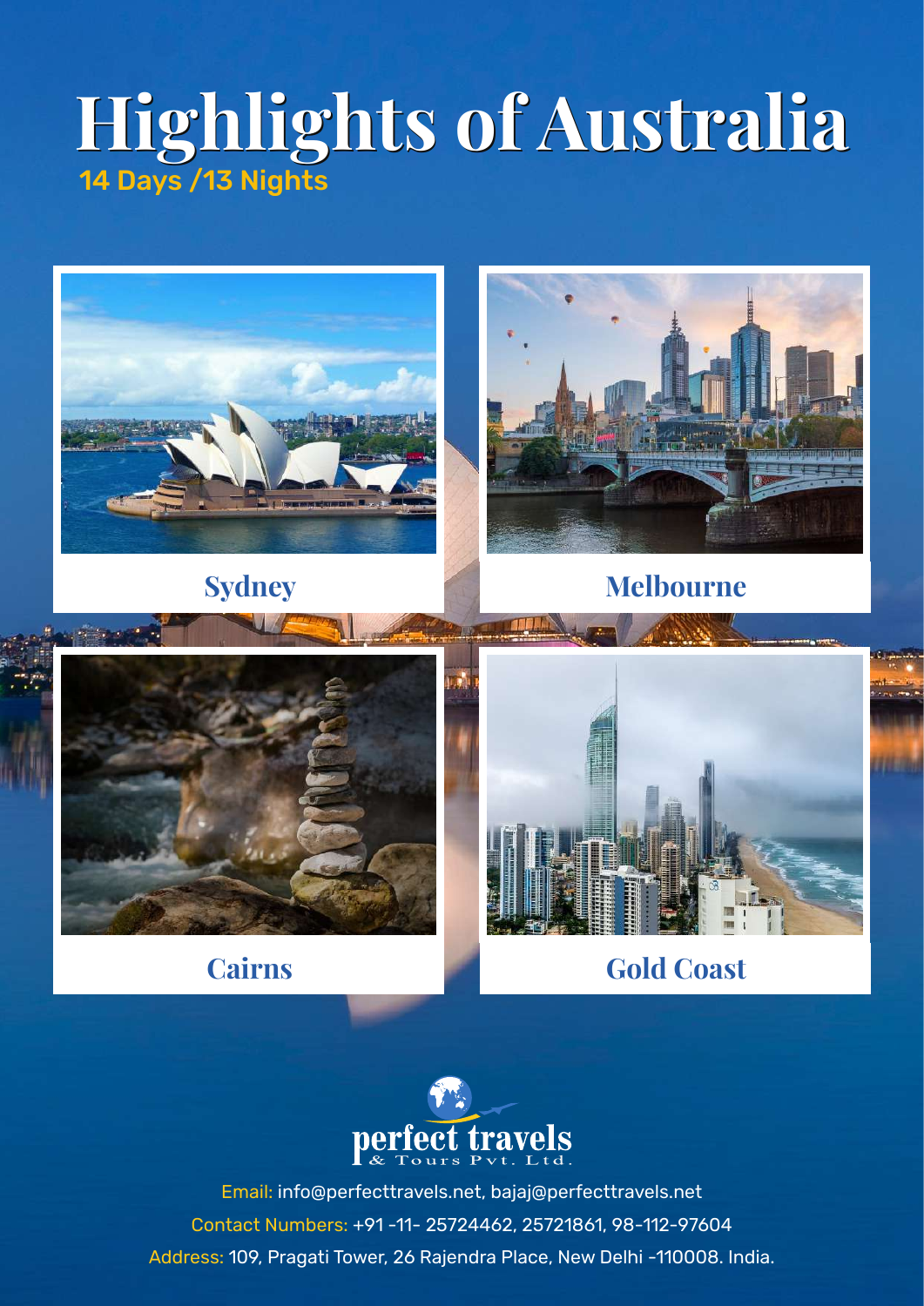# Highlights of Australia

14 Days /13 Nights

Sydney

Melbourne

Cairns

Gold Coast

perfect travels
& Tours Pvt. Ltd.

Email: info@perfecttravels.net, bajaj@perfecttravels.net

Contact Numbers: +91 -11- 25724462, 25721861, 98-112-97604

Address: 109, Pragati Tower, 26 Rajendra Place, New Delhi -110008. India.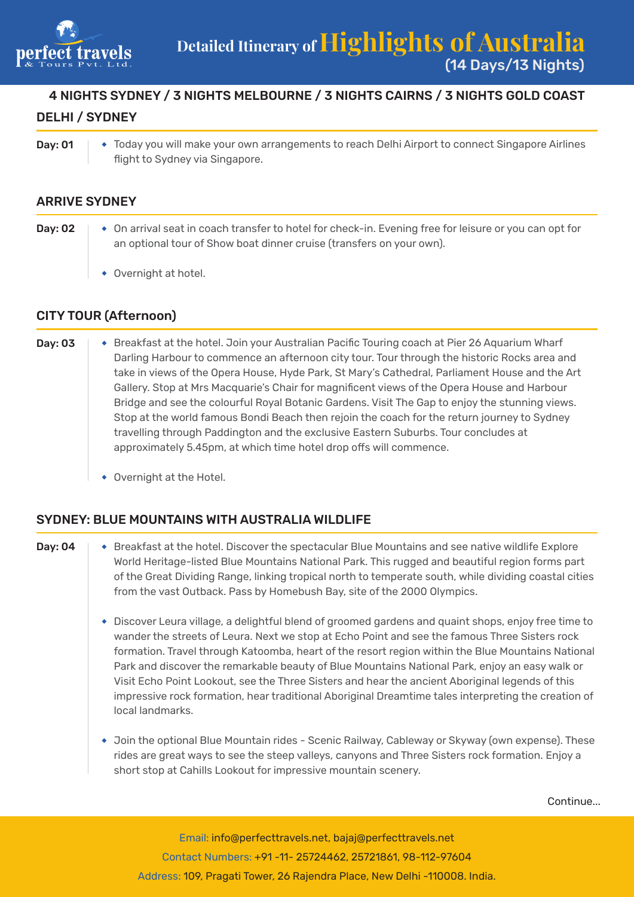# Detailed Itinerary of Highlights of Australia (14 Days/13 Nights)

**4 NIGHTS SYDNEY / 3 NIGHTS MELBOURNE / 3 NIGHTS CAIRNS / 3 NIGHTS GOLD COAST**

## DELHI / SYDNEY

**Day: 01**

- Today you will make your own arrangements to reach Delhi Airport to connect Singapore Airlines flight to Sydney via Singapore.

## ARRIVE SYDNEY

**Day: 02**

- On arrival seat in coach transfer to hotel for check-in. Evening free for leisure or you can opt for an optional tour of Show boat dinner cruise (transfers on your own).
- Overnight at hotel.

## CITY TOUR (Afternoon)

**Day: 03**

- Breakfast at the hotel. Join your Australian Pacific Touring coach at Pier 26 Aquarium Wharf Darling Harbour to commence an afternoon city tour. Tour through the historic Rocks area and take in views of the Opera House, Hyde Park, St Mary's Cathedral, Parliament House and the Art Gallery. Stop at Mrs Macquarie's Chair for magnificent views of the Opera House and Harbour Bridge and see the colourful Royal Botanic Gardens. Visit The Gap to enjoy the stunning views. Stop at the world famous Bondi Beach then rejoin the coach for the return journey to Sydney travelling through Paddington and the exclusive Eastern Suburbs. Tour concludes at approximately 5.45pm, at which time hotel drop offs will commence.
- Overnight at the Hotel.

## SYDNEY: BLUE MOUNTAINS WITH AUSTRALIA WILDLIFE

**Day: 04**

- Breakfast at the hotel. Discover the spectacular Blue Mountains and see native wildlife Explore World Heritage-listed Blue Mountains National Park. This rugged and beautiful region forms part of the Great Dividing Range, linking tropical north to temperate south, while dividing coastal cities from the vast Outback. Pass by Homebush Bay, site of the 2000 Olympics.
- Discover Leura village, a delightful blend of groomed gardens and quaint shops, enjoy free time to wander the streets of Leura. Next we stop at Echo Point and see the famous Three Sisters rock formation. Travel through Katoomba, heart of the resort region within the Blue Mountains National Park and discover the remarkable beauty of Blue Mountains National Park, enjoy an easy walk or Visit Echo Point Lookout, see the Three Sisters and hear the ancient Aboriginal legends of this impressive rock formation, hear traditional Aboriginal Dreamtime tales interpreting the creation of local landmarks.
- Join the optional Blue Mountain rides - Scenic Railway, Cableway or Skyway (own expense). These rides are great ways to see the steep valleys, canyons and Three Sisters rock formation. Enjoy a short stop at Cahills Lookout for impressive mountain scenery.

Continue...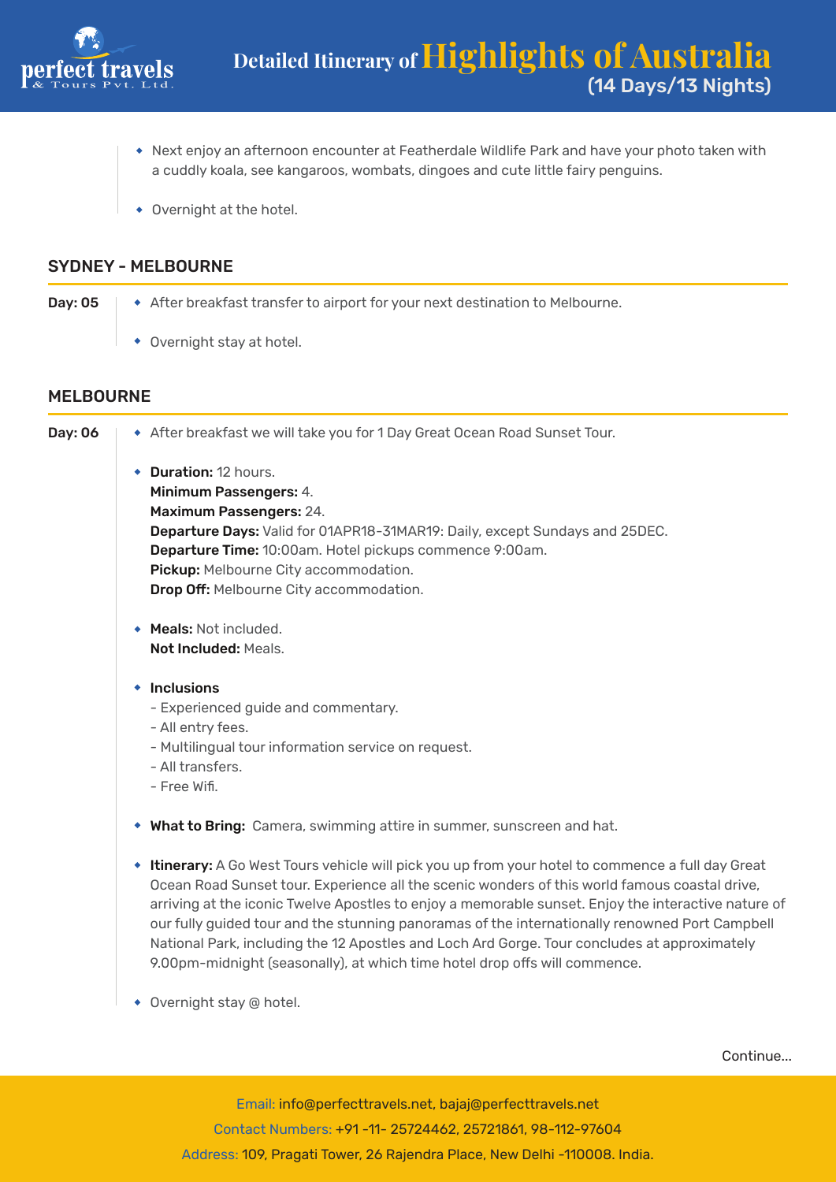- Next enjoy an afternoon encounter at Featherdale Wildlife Park and have your photo taken with a cuddly koala, see kangaroos, wombats, dingoes and cute little fairy penguins.
- Overnight at the hotel.

## SYDNEY - MELBOURNE

**Day: 05**

- After breakfast transfer to airport for your next destination to Melbourne.
- Overnight stay at hotel.

## MELBOURNE

**Day: 06**

- After breakfast we will take you for 1 Day Great Ocean Road Sunset Tour.
- **Duration:** 12 hours.
  **Minimum Passengers:** 4.
  **Maximum Passengers:** 24.
  **Departure Days:** Valid for 01APR18-31MAR19: Daily, except Sundays and 25DEC.
  **Departure Time:** 10:00am. Hotel pickups commence 9:00am.
  **Pickup:** Melbourne City accommodation.
  **Drop Off:** Melbourne City accommodation.
- **Meals:** Not included.
  **Not Included:** Meals.
- **Inclusions**
  - Experienced guide and commentary.
  - All entry fees.
  - Multilingual tour information service on request.
  - All transfers.
  - Free Wifi.
- **What to Bring:** Camera, swimming attire in summer, sunscreen and hat.
- **Itinerary:** A Go West Tours vehicle will pick you up from your hotel to commence a full day Great Ocean Road Sunset tour. Experience all the scenic wonders of this world famous coastal drive, arriving at the iconic Twelve Apostles to enjoy a memorable sunset. Enjoy the interactive nature of our fully guided tour and the stunning panoramas of the internationally renowned Port Campbell National Park, including the 12 Apostles and Loch Ard Gorge. Tour concludes at approximately 9.00pm-midnight (seasonally), at which time hotel drop offs will commence.
- Overnight stay @ hotel.

Continue...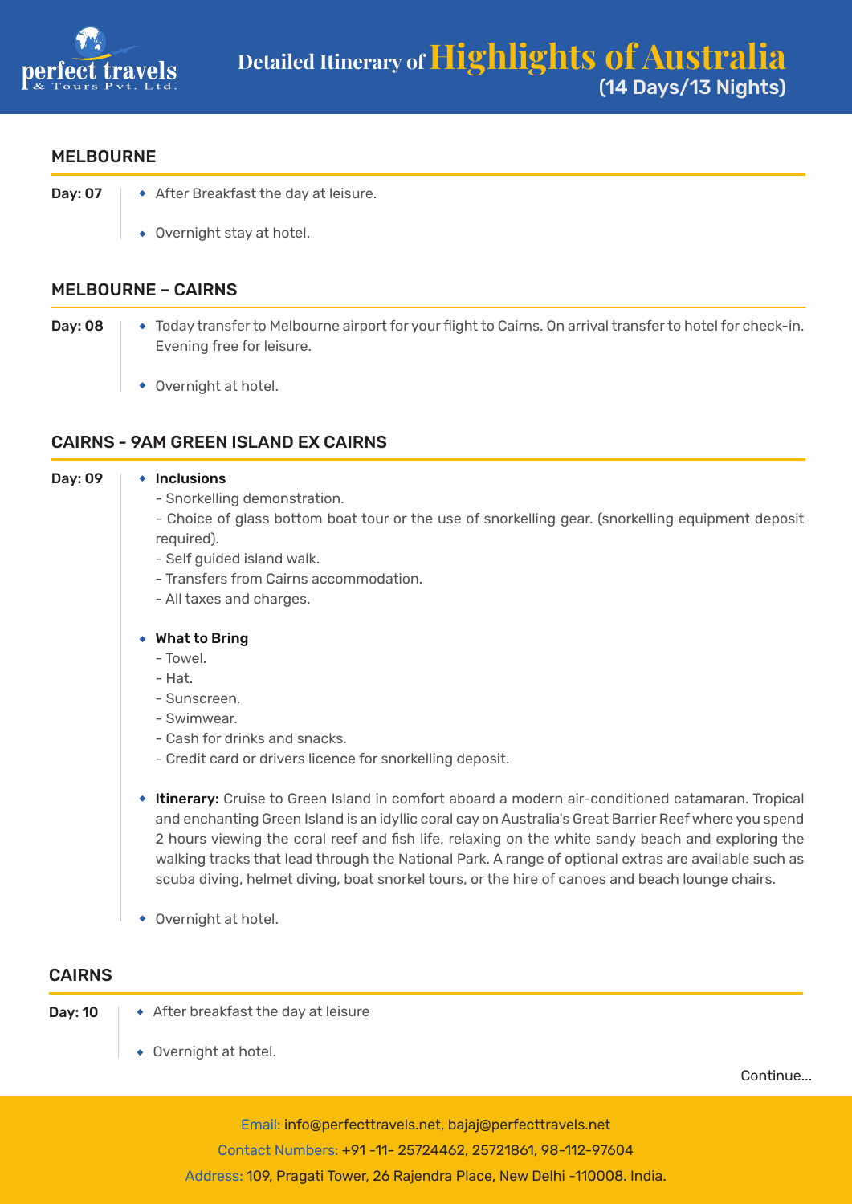## MELBOURNE

**Day: 07**

- After Breakfast the day at leisure.
- Overnight stay at hotel.

## MELBOURNE – CAIRNS

**Day: 08**

- Today transfer to Melbourne airport for your flight to Cairns. On arrival transfer to hotel for check-in. Evening free for leisure.
- Overnight at hotel.

## CAIRNS - 9AM GREEN ISLAND EX CAIRNS

**Day: 09**

- **Inclusions**
  - Snorkelling demonstration.
  - Choice of glass bottom boat tour or the use of snorkelling gear. (snorkelling equipment deposit required).
  - Self guided island walk.
  - Transfers from Cairns accommodation.
  - All taxes and charges.
- **What to Bring**
  - Towel.
  - Hat.
  - Sunscreen.
  - Swimwear.
  - Cash for drinks and snacks.
  - Credit card or drivers licence for snorkelling deposit.
- **Itinerary:** Cruise to Green Island in comfort aboard a modern air-conditioned catamaran. Tropical and enchanting Green Island is an idyllic coral cay on Australia's Great Barrier Reef where you spend 2 hours viewing the coral reef and fish life, relaxing on the white sandy beach and exploring the walking tracks that lead through the National Park. A range of optional extras are available such as scuba diving, helmet diving, boat snorkel tours, or the hire of canoes and beach lounge chairs.
- Overnight at hotel.

## CAIRNS

**Day: 10**

- After breakfast the day at leisure
- Overnight at hotel.

Continue...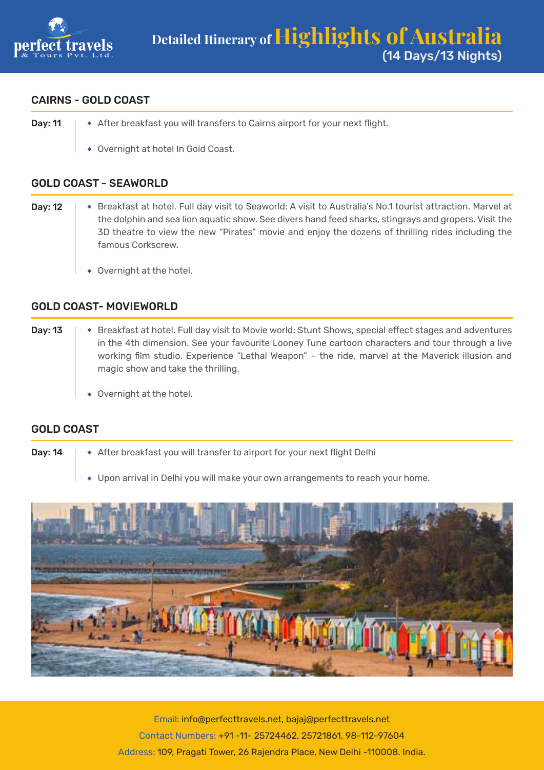## CAIRNS - GOLD COAST

**Day: 11**

- After breakfast you will transfers to Cairns airport for your next flight.
- Overnight at hotel In Gold Coast.

## GOLD COAST - SEAWORLD

**Day: 12**

- Breakfast at hotel. Full day visit to Seaworld: A visit to Australia's No.1 tourist attraction. Marvel at the dolphin and sea lion aquatic show. See divers hand feed sharks, stingrays and gropers. Visit the 3D theatre to view the new "Pirates" movie and enjoy the dozens of thrilling rides including the famous Corkscrew.
- Overnight at the hotel.

## GOLD COAST- MOVIEWORLD

**Day: 13**

- Breakfast at hotel. Full day visit to Movie world: Stunt Shows, special effect stages and adventures in the 4th dimension. See your favourite Looney Tune cartoon characters and tour through a live working film studio. Experience "Lethal Weapon" – the ride, marvel at the Maverick illusion and magic show and take the thrilling.
- Overnight at the hotel.

## GOLD COAST

**Day: 14**

- After breakfast you will transfer to airport for your next flight Delhi
- Upon arrival in Delhi you will make your own arrangements to reach your home.

Email: info@perfecttravels.net, bajaj@perfecttravels.net

Contact Numbers: +91 -11- 25724462, 25721861, 98-112-97604

Address: 109, Pragati Tower, 26 Rajendra Place, New Delhi -110008. India.